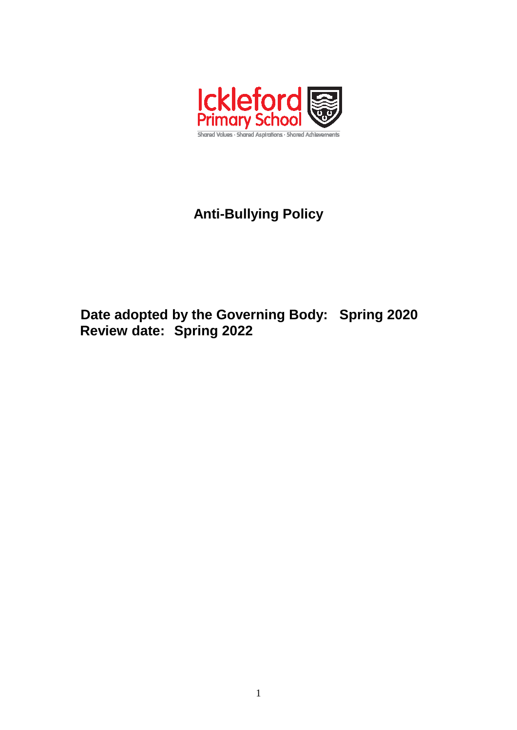Ickleford Primary School

Shared Values · Shared Aspirations · Shared Achievements

# Anti-Bullying Policy

**Date adopted by the Governing Body: Spring 2020**
**Review date: Spring 2022**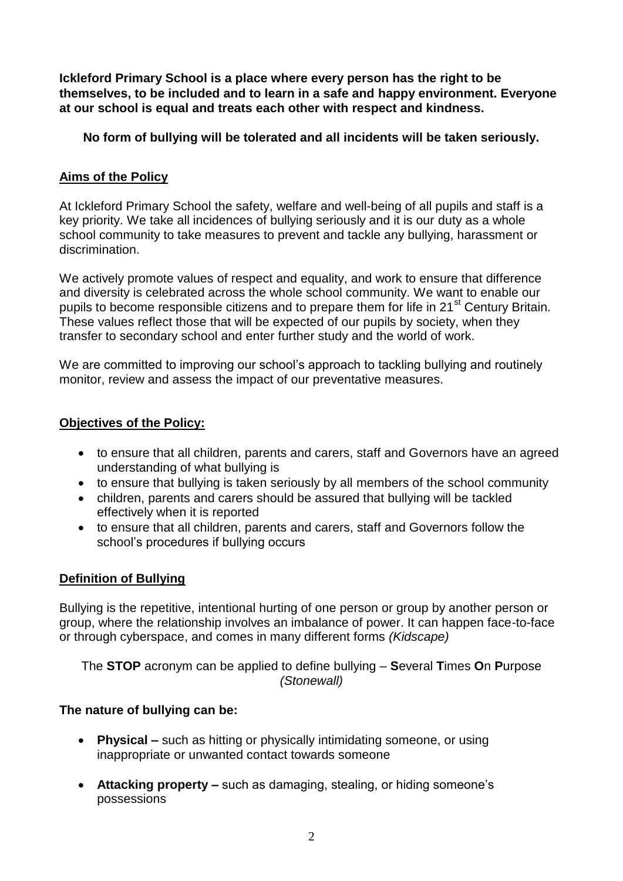**Ickleford Primary School is a place where every person has the right to be themselves, to be included and to learn in a safe and happy environment. Everyone at our school is equal and treats each other with respect and kindness.**

**No form of bullying will be tolerated and all incidents will be taken seriously.**

## Aims of the Policy

At Ickleford Primary School the safety, welfare and well-being of all pupils and staff is a key priority. We take all incidences of bullying seriously and it is our duty as a whole school community to take measures to prevent and tackle any bullying, harassment or discrimination.

We actively promote values of respect and equality, and work to ensure that difference and diversity is celebrated across the whole school community. We want to enable our pupils to become responsible citizens and to prepare them for life in 21st Century Britain. These values reflect those that will be expected of our pupils by society, when they transfer to secondary school and enter further study and the world of work.

We are committed to improving our school's approach to tackling bullying and routinely monitor, review and assess the impact of our preventative measures.

## Objectives of the Policy:

- to ensure that all children, parents and carers, staff and Governors have an agreed understanding of what bullying is
- to ensure that bullying is taken seriously by all members of the school community
- children, parents and carers should be assured that bullying will be tackled effectively when it is reported
- to ensure that all children, parents and carers, staff and Governors follow the school's procedures if bullying occurs

## Definition of Bullying

Bullying is the repetitive, intentional hurting of one person or group by another person or group, where the relationship involves an imbalance of power. It can happen face-to-face or through cyberspace, and comes in many different forms *(Kidscape)*

The **STOP** acronym can be applied to define bullying – **S**everal **T**imes **O**n **P**urpose *(Stonewall)*

### The nature of bullying can be:

- **Physical –** such as hitting or physically intimidating someone, or using inappropriate or unwanted contact towards someone
- **Attacking property –** such as damaging, stealing, or hiding someone's possessions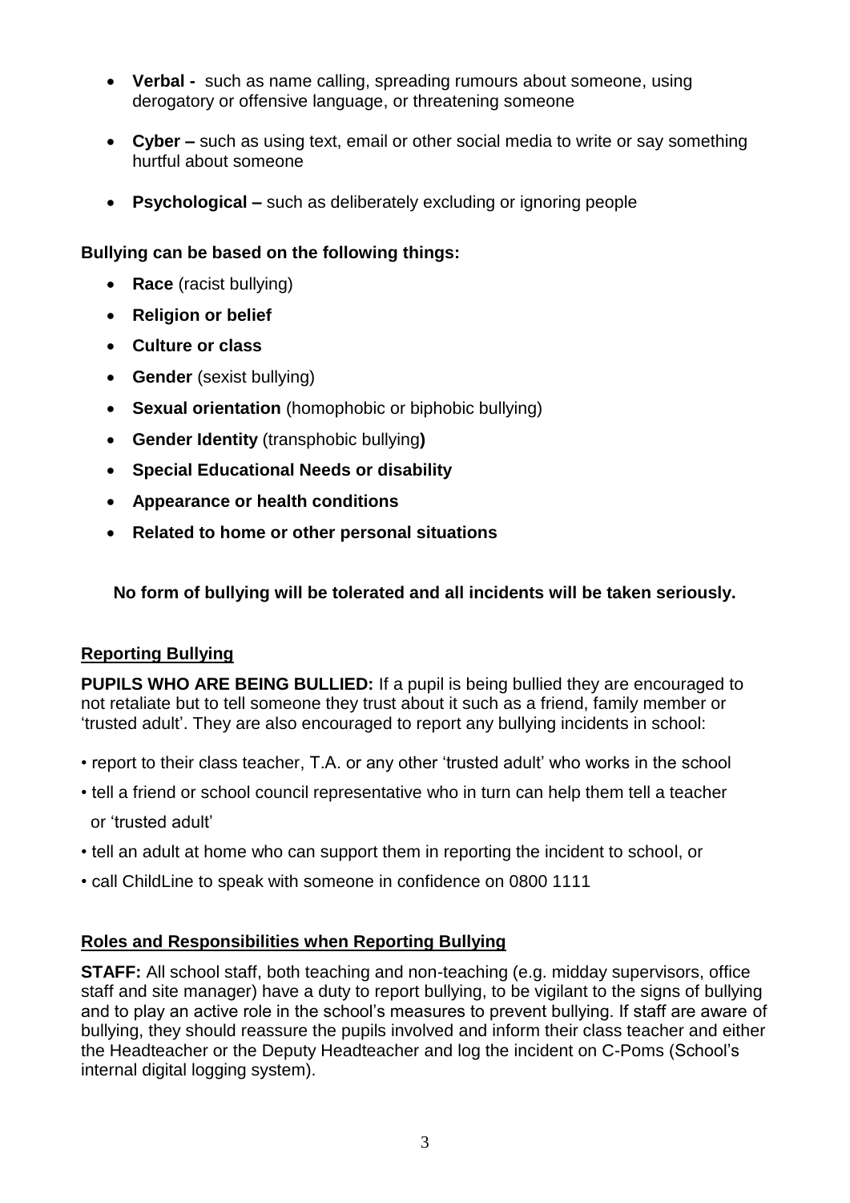- **Verbal -** such as name calling, spreading rumours about someone, using derogatory or offensive language, or threatening someone
- **Cyber –** such as using text, email or other social media to write or say something hurtful about someone
- **Psychological –** such as deliberately excluding or ignoring people

**Bullying can be based on the following things:**

- **Race** (racist bullying)
- **Religion or belief**
- **Culture or class**
- **Gender** (sexist bullying)
- **Sexual orientation** (homophobic or biphobic bullying)
- **Gender Identity** (transphobic bullying**)**
- **Special Educational Needs or disability**
- **Appearance or health conditions**
- **Related to home or other personal situations**

**No form of bullying will be tolerated and all incidents will be taken seriously.**

## Reporting Bullying

**PUPILS WHO ARE BEING BULLIED:** If a pupil is being bullied they are encouraged to not retaliate but to tell someone they trust about it such as a friend, family member or 'trusted adult'. They are also encouraged to report any bullying incidents in school:

- report to their class teacher, T.A. or any other 'trusted adult' who works in the school
- tell a friend or school council representative who in turn can help them tell a teacher or 'trusted adult'
- tell an adult at home who can support them in reporting the incident to school, or
- call ChildLine to speak with someone in confidence on 0800 1111

## Roles and Responsibilities when Reporting Bullying

**STAFF:** All school staff, both teaching and non-teaching (e.g. midday supervisors, office staff and site manager) have a duty to report bullying, to be vigilant to the signs of bullying and to play an active role in the school's measures to prevent bullying. If staff are aware of bullying, they should reassure the pupils involved and inform their class teacher and either the Headteacher or the Deputy Headteacher and log the incident on C-Poms (School's internal digital logging system).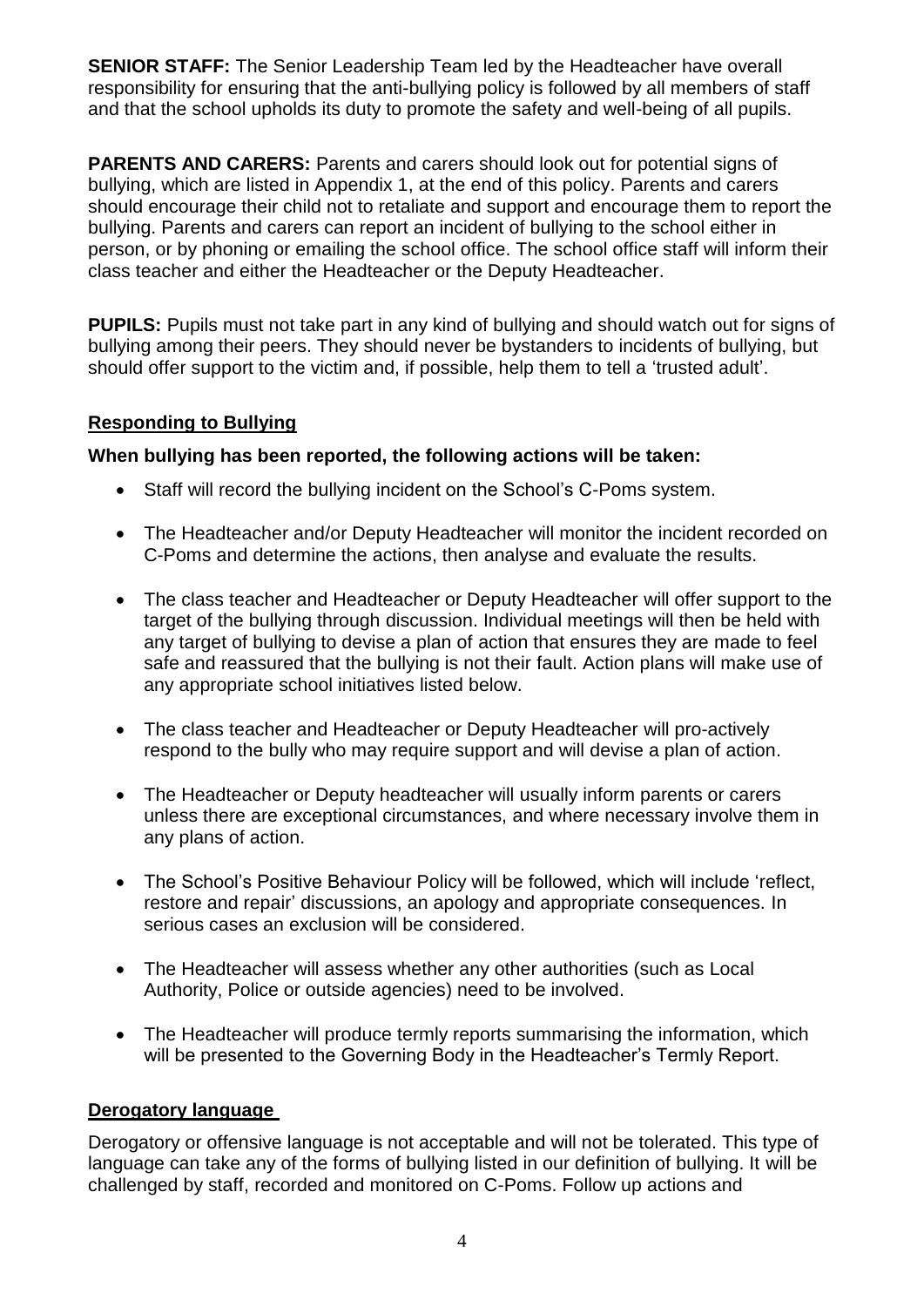**SENIOR STAFF:** The Senior Leadership Team led by the Headteacher have overall responsibility for ensuring that the anti-bullying policy is followed by all members of staff and that the school upholds its duty to promote the safety and well-being of all pupils.

**PARENTS AND CARERS:** Parents and carers should look out for potential signs of bullying, which are listed in Appendix 1, at the end of this policy. Parents and carers should encourage their child not to retaliate and support and encourage them to report the bullying. Parents and carers can report an incident of bullying to the school either in person, or by phoning or emailing the school office. The school office staff will inform their class teacher and either the Headteacher or the Deputy Headteacher.

**PUPILS:** Pupils must not take part in any kind of bullying and should watch out for signs of bullying among their peers. They should never be bystanders to incidents of bullying, but should offer support to the victim and, if possible, help them to tell a 'trusted adult'.

## Responding to Bullying

**When bullying has been reported, the following actions will be taken:**

- Staff will record the bullying incident on the School's C-Poms system.
- The Headteacher and/or Deputy Headteacher will monitor the incident recorded on C-Poms and determine the actions, then analyse and evaluate the results.
- The class teacher and Headteacher or Deputy Headteacher will offer support to the target of the bullying through discussion. Individual meetings will then be held with any target of bullying to devise a plan of action that ensures they are made to feel safe and reassured that the bullying is not their fault. Action plans will make use of any appropriate school initiatives listed below.
- The class teacher and Headteacher or Deputy Headteacher will pro-actively respond to the bully who may require support and will devise a plan of action.
- The Headteacher or Deputy headteacher will usually inform parents or carers unless there are exceptional circumstances, and where necessary involve them in any plans of action.
- The School's Positive Behaviour Policy will be followed, which will include 'reflect, restore and repair' discussions, an apology and appropriate consequences. In serious cases an exclusion will be considered.
- The Headteacher will assess whether any other authorities (such as Local Authority, Police or outside agencies) need to be involved.
- The Headteacher will produce termly reports summarising the information, which will be presented to the Governing Body in the Headteacher's Termly Report.

## Derogatory language

Derogatory or offensive language is not acceptable and will not be tolerated. This type of language can take any of the forms of bullying listed in our definition of bullying. It will be challenged by staff, recorded and monitored on C-Poms. Follow up actions and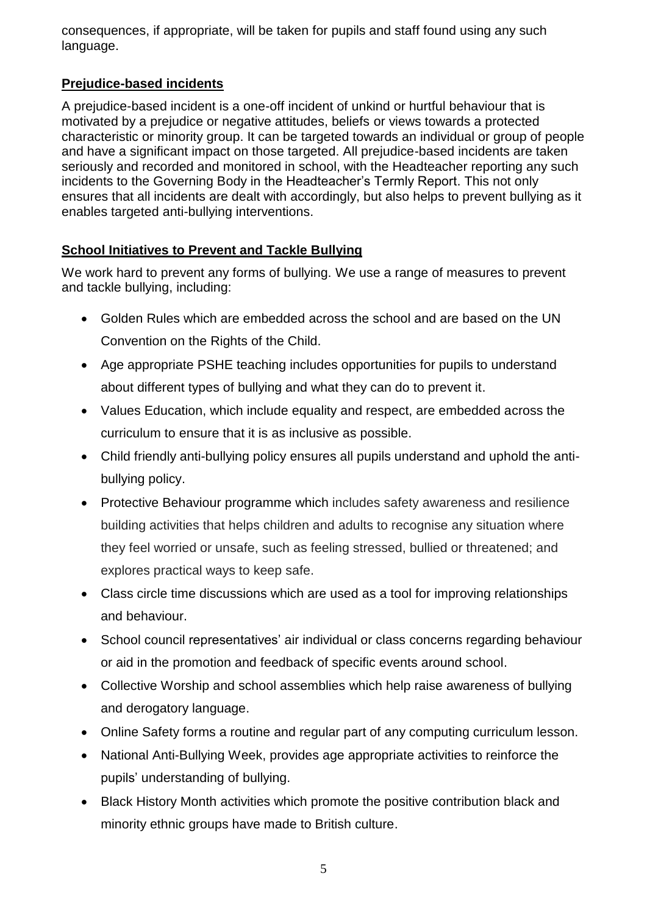consequences, if appropriate, will be taken for pupils and staff found using any such language.

## Prejudice-based incidents

A prejudice-based incident is a one-off incident of unkind or hurtful behaviour that is motivated by a prejudice or negative attitudes, beliefs or views towards a protected characteristic or minority group. It can be targeted towards an individual or group of people and have a significant impact on those targeted. All prejudice-based incidents are taken seriously and recorded and monitored in school, with the Headteacher reporting any such incidents to the Governing Body in the Headteacher's Termly Report. This not only ensures that all incidents are dealt with accordingly, but also helps to prevent bullying as it enables targeted anti-bullying interventions.

## School Initiatives to Prevent and Tackle Bullying

We work hard to prevent any forms of bullying. We use a range of measures to prevent and tackle bullying, including:

- Golden Rules which are embedded across the school and are based on the UN Convention on the Rights of the Child.
- Age appropriate PSHE teaching includes opportunities for pupils to understand about different types of bullying and what they can do to prevent it.
- Values Education, which include equality and respect, are embedded across the curriculum to ensure that it is as inclusive as possible.
- Child friendly anti-bullying policy ensures all pupils understand and uphold the anti-bullying policy.
- Protective Behaviour programme which includes safety awareness and resilience building activities that helps children and adults to recognise any situation where they feel worried or unsafe, such as feeling stressed, bullied or threatened; and explores practical ways to keep safe.
- Class circle time discussions which are used as a tool for improving relationships and behaviour.
- School council representatives' air individual or class concerns regarding behaviour or aid in the promotion and feedback of specific events around school.
- Collective Worship and school assemblies which help raise awareness of bullying and derogatory language.
- Online Safety forms a routine and regular part of any computing curriculum lesson.
- National Anti-Bullying Week, provides age appropriate activities to reinforce the pupils' understanding of bullying.
- Black History Month activities which promote the positive contribution black and minority ethnic groups have made to British culture.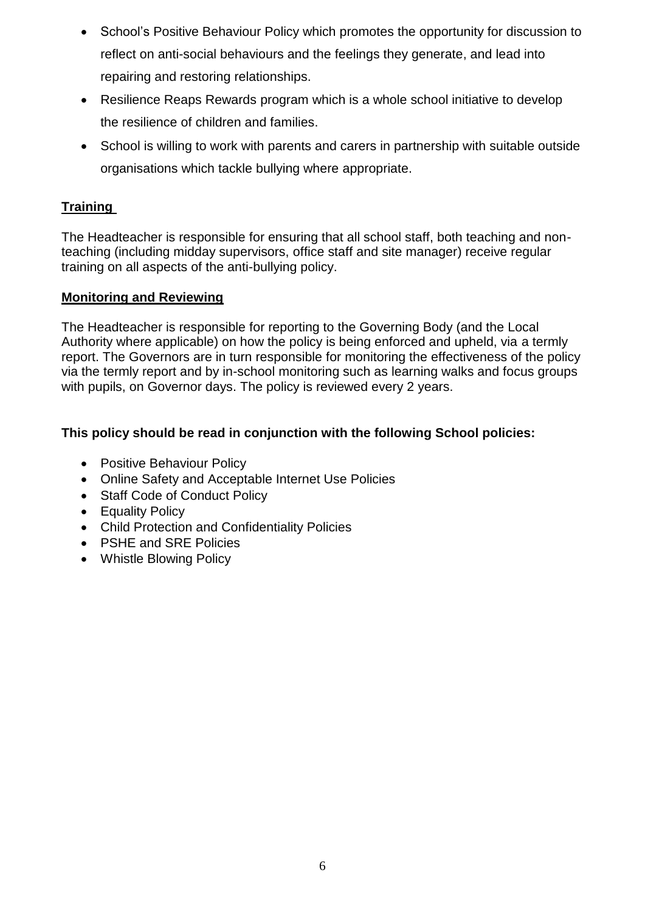- School's Positive Behaviour Policy which promotes the opportunity for discussion to reflect on anti-social behaviours and the feelings they generate, and lead into repairing and restoring relationships.
- Resilience Reaps Rewards program which is a whole school initiative to develop the resilience of children and families.
- School is willing to work with parents and carers in partnership with suitable outside organisations which tackle bullying where appropriate.

## Training

The Headteacher is responsible for ensuring that all school staff, both teaching and non-teaching (including midday supervisors, office staff and site manager) receive regular training on all aspects of the anti-bullying policy.

## Monitoring and Reviewing

The Headteacher is responsible for reporting to the Governing Body (and the Local Authority where applicable) on how the policy is being enforced and upheld, via a termly report. The Governors are in turn responsible for monitoring the effectiveness of the policy via the termly report and by in-school monitoring such as learning walks and focus groups with pupils, on Governor days. The policy is reviewed every 2 years.

**This policy should be read in conjunction with the following School policies:**

- Positive Behaviour Policy
- Online Safety and Acceptable Internet Use Policies
- Staff Code of Conduct Policy
- Equality Policy
- Child Protection and Confidentiality Policies
- PSHE and SRE Policies
- Whistle Blowing Policy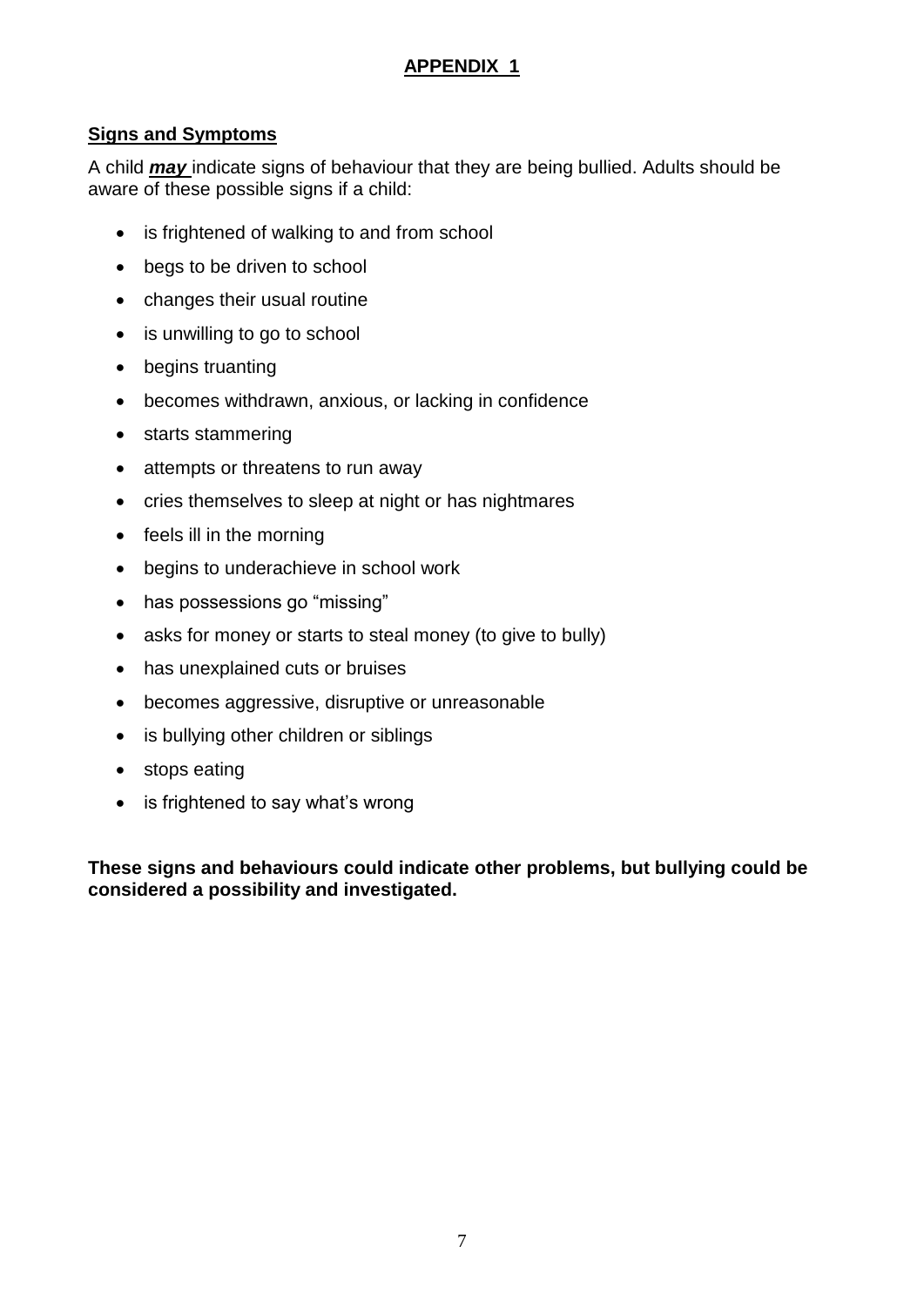## APPENDIX 1

### Signs and Symptoms

A child ***may*** indicate signs of behaviour that they are being bullied. Adults should be aware of these possible signs if a child:

- is frightened of walking to and from school
- begs to be driven to school
- changes their usual routine
- is unwilling to go to school
- begins truanting
- becomes withdrawn, anxious, or lacking in confidence
- starts stammering
- attempts or threatens to run away
- cries themselves to sleep at night or has nightmares
- feels ill in the morning
- begins to underachieve in school work
- has possessions go "missing"
- asks for money or starts to steal money (to give to bully)
- has unexplained cuts or bruises
- becomes aggressive, disruptive or unreasonable
- is bullying other children or siblings
- stops eating
- is frightened to say what's wrong

**These signs and behaviours could indicate other problems, but bullying could be considered a possibility and investigated.**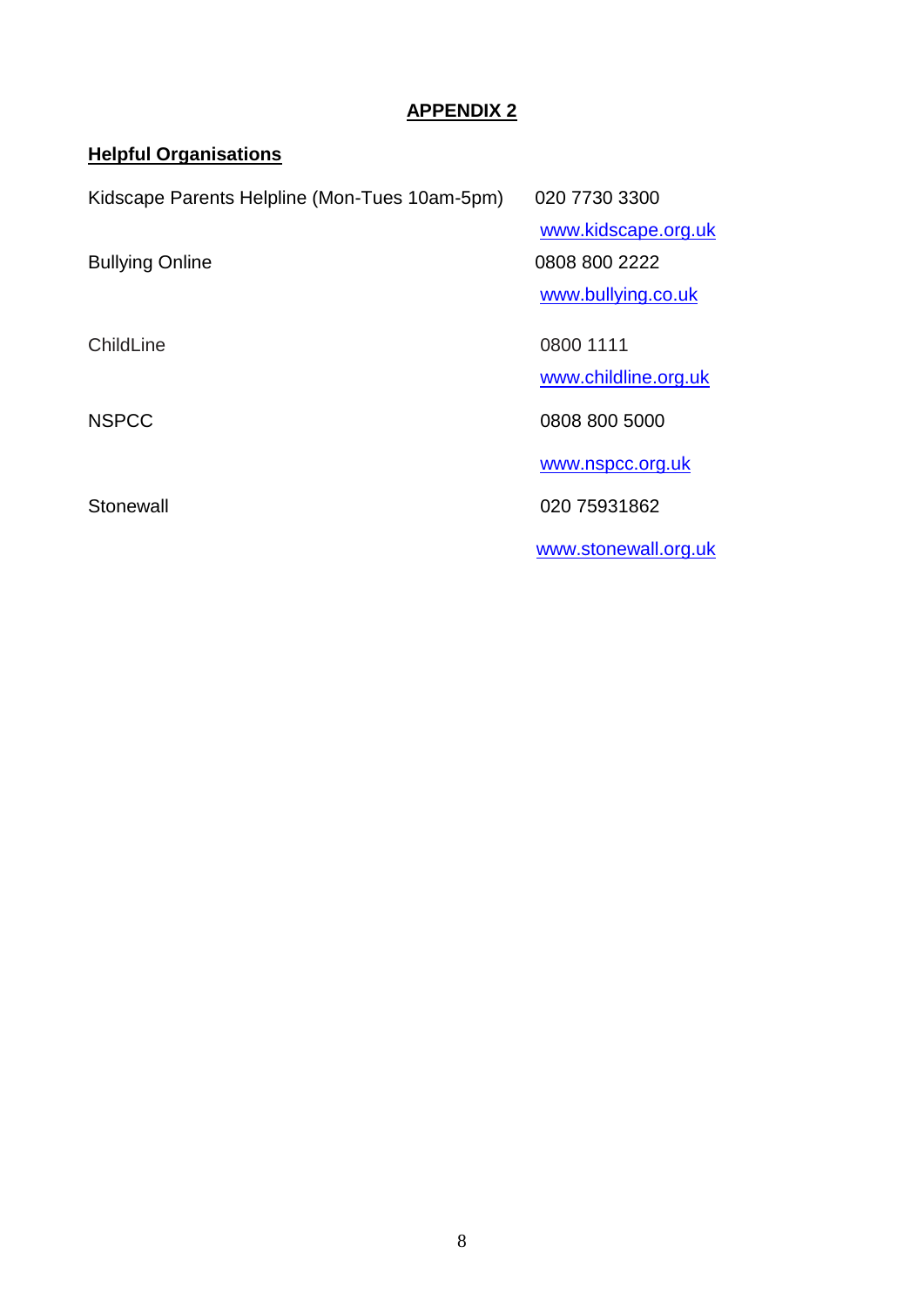## APPENDIX 2

### Helpful Organisations

| | |
|---|---|
| Kidscape Parents Helpline (Mon-Tues 10am-5pm) | 020 7730 3300<br>www.kidscape.org.uk |
| Bullying Online | 0808 800 2222<br>www.bullying.co.uk |
| ChildLine | 0800 1111<br>www.childline.org.uk |
| NSPCC | 0808 800 5000<br>www.nspcc.org.uk |
| Stonewall | 020 75931862<br>www.stonewall.org.uk |